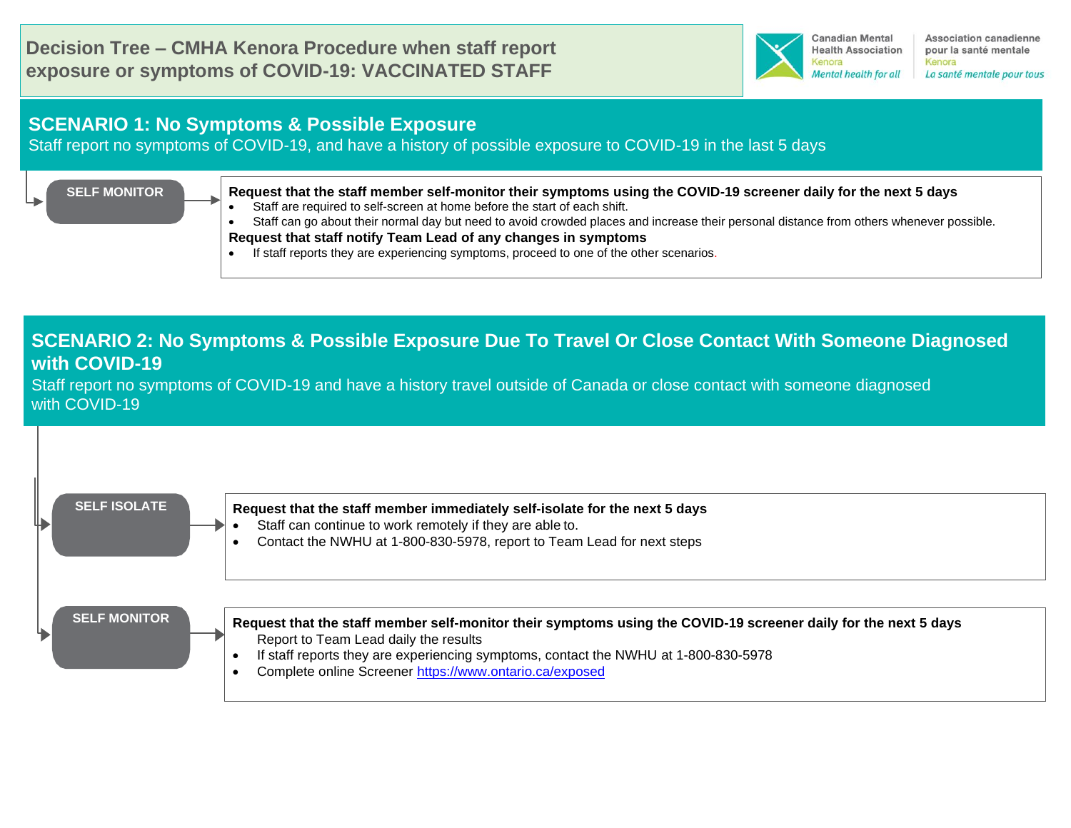# Decision Tree – CMHA Kenora Procedure when staff report exposure or symptoms of COVID-19: VACCINATED STAFF

Canadian Mental Health Association Kenora *Mental health for all*
Association canadienne pour la santé mentale Kenora *La santé mentale pour tous*

## SCENARIO 1: No Symptoms & Possible Exposure

Staff report no symptoms of COVID-19, and have a history of possible exposure to COVID-19 in the last 5 days

**SELF MONITOR**

**Request that the staff member self-monitor their symptoms using the COVID-19 screener daily for the next 5 days**

- Staff are required to self-screen at home before the start of each shift.
- Staff can go about their normal day but need to avoid crowded places and increase their personal distance from others whenever possible.

**Request that staff notify Team Lead of any changes in symptoms**

- If staff reports they are experiencing symptoms, proceed to one of the other scenarios.

## SCENARIO 2: No Symptoms & Possible Exposure Due To Travel Or Close Contact With Someone Diagnosed with COVID-19

Staff report no symptoms of COVID-19 and have a history travel outside of Canada or close contact with someone diagnosed with COVID-19

**SELF ISOLATE**

**Request that the staff member immediately self-isolate for the next 5 days**

- Staff can continue to work remotely if they are able to.
- Contact the NWHU at 1-800-830-5978, report to Team Lead for next steps

**SELF MONITOR**

**Request that the staff member self-monitor their symptoms using the COVID-19 screener daily for the next 5 days**

Report to Team Lead daily the results

- If staff reports they are experiencing symptoms, contact the NWHU at 1-800-830-5978
- Complete online Screener https://www.ontario.ca/exposed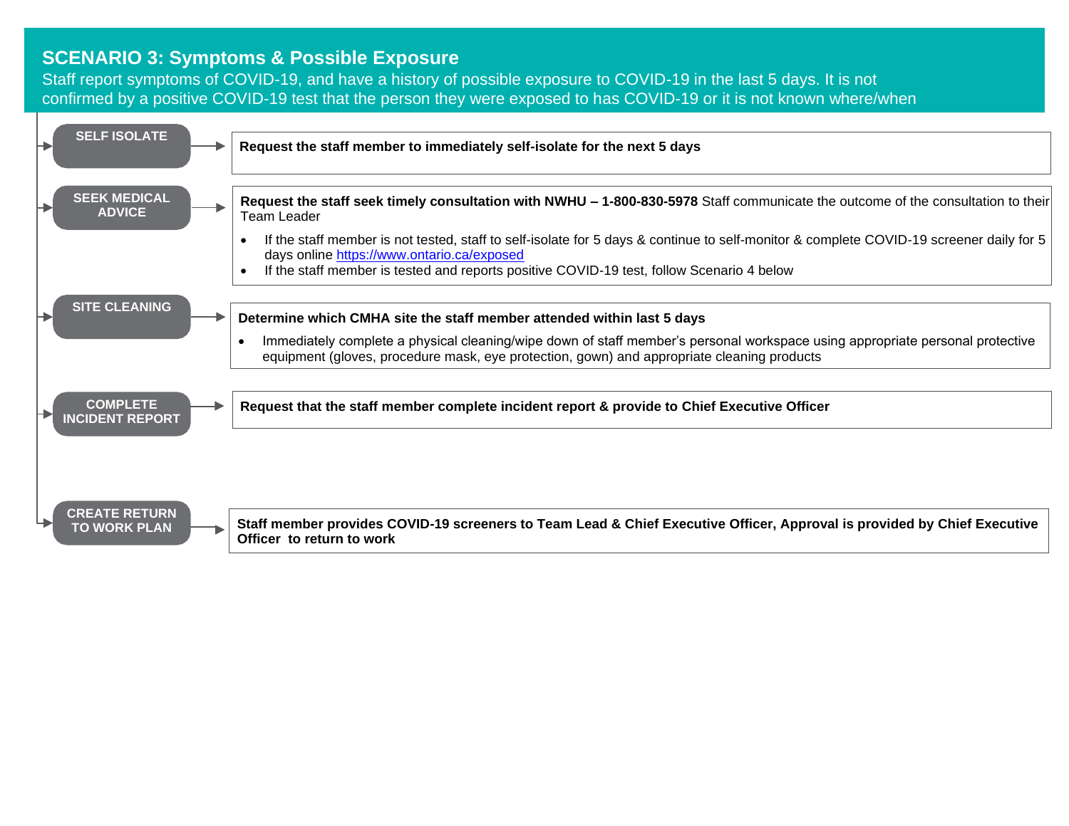## SCENARIO 3: Symptoms & Possible Exposure

Staff report symptoms of COVID-19, and have a history of possible exposure to COVID-19 in the last 5 days. It is not confirmed by a positive COVID-19 test that the person they were exposed to has COVID-19 or it is not known where/when

**SELF ISOLATE** → **Request the staff member to immediately self-isolate for the next 5 days**

**SEEK MEDICAL ADVICE** → **Request the staff seek timely consultation with NWHU – 1-800-830-5978** Staff communicate the outcome of the consultation to their Team Leader

- If the staff member is not tested, staff to self-isolate for 5 days & continue to self-monitor & complete COVID-19 screener daily for 5 days online [https://www.ontario.ca/exposed](https://www.ontario.ca/exposed)
- If the staff member is tested and reports positive COVID-19 test, follow Scenario 4 below

**SITE CLEANING** → **Determine which CMHA site the staff member attended within last 5 days**

- Immediately complete a physical cleaning/wipe down of staff member's personal workspace using appropriate personal protective equipment (gloves, procedure mask, eye protection, gown) and appropriate cleaning products

**COMPLETE INCIDENT REPORT** → **Request that the staff member complete incident report & provide to Chief Executive Officer**

**CREATE RETURN TO WORK PLAN** → **Staff member provides COVID-19 screeners to Team Lead & Chief Executive Officer, Approval is provided by Chief Executive Officer to return to work**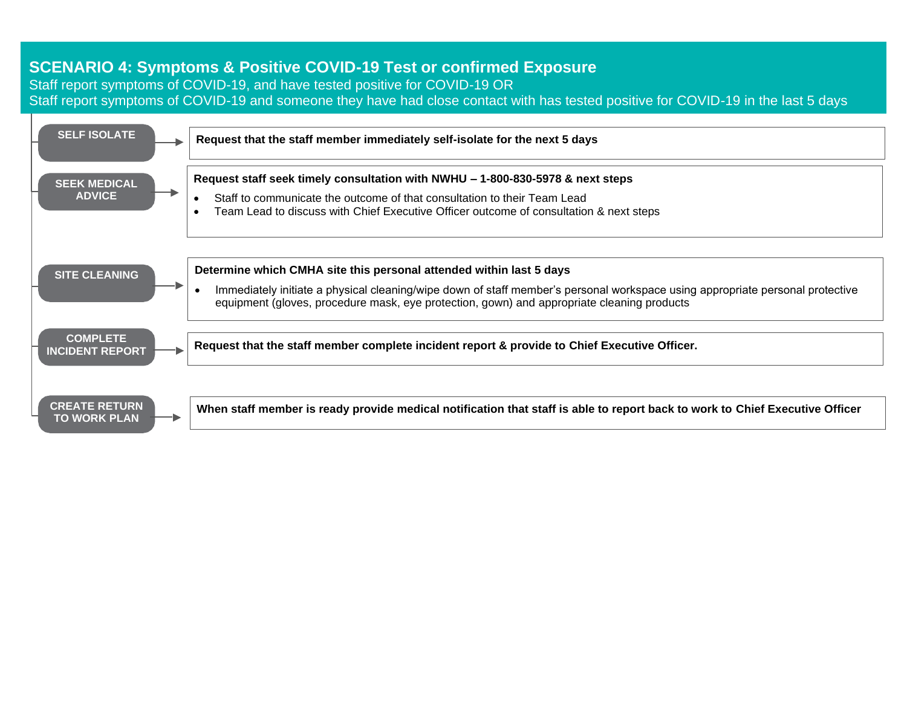## SCENARIO 4: Symptoms & Positive COVID-19 Test or confirmed Exposure

Staff report symptoms of COVID-19, and have tested positive for COVID-19 OR
Staff report symptoms of COVID-19 and someone they have had close contact with has tested positive for COVID-19 in the last 5 days

**SELF ISOLATE** →

**Request that the staff member immediately self-isolate for the next 5 days**

**SEEK MEDICAL ADVICE** →

**Request staff seek timely consultation with NWHU – 1-800-830-5978 & next steps**

- Staff to communicate the outcome of that consultation to their Team Lead
- Team Lead to discuss with Chief Executive Officer outcome of consultation & next steps

**SITE CLEANING** →

**Determine which CMHA site this personal attended within last 5 days**

- Immediately initiate a physical cleaning/wipe down of staff member's personal workspace using appropriate personal protective equipment (gloves, procedure mask, eye protection, gown) and appropriate cleaning products

**COMPLETE INCIDENT REPORT** →

**Request that the staff member complete incident report & provide to Chief Executive Officer.**

**CREATE RETURN TO WORK PLAN** →

**When staff member is ready provide medical notification that staff is able to report back to work to Chief Executive Officer**